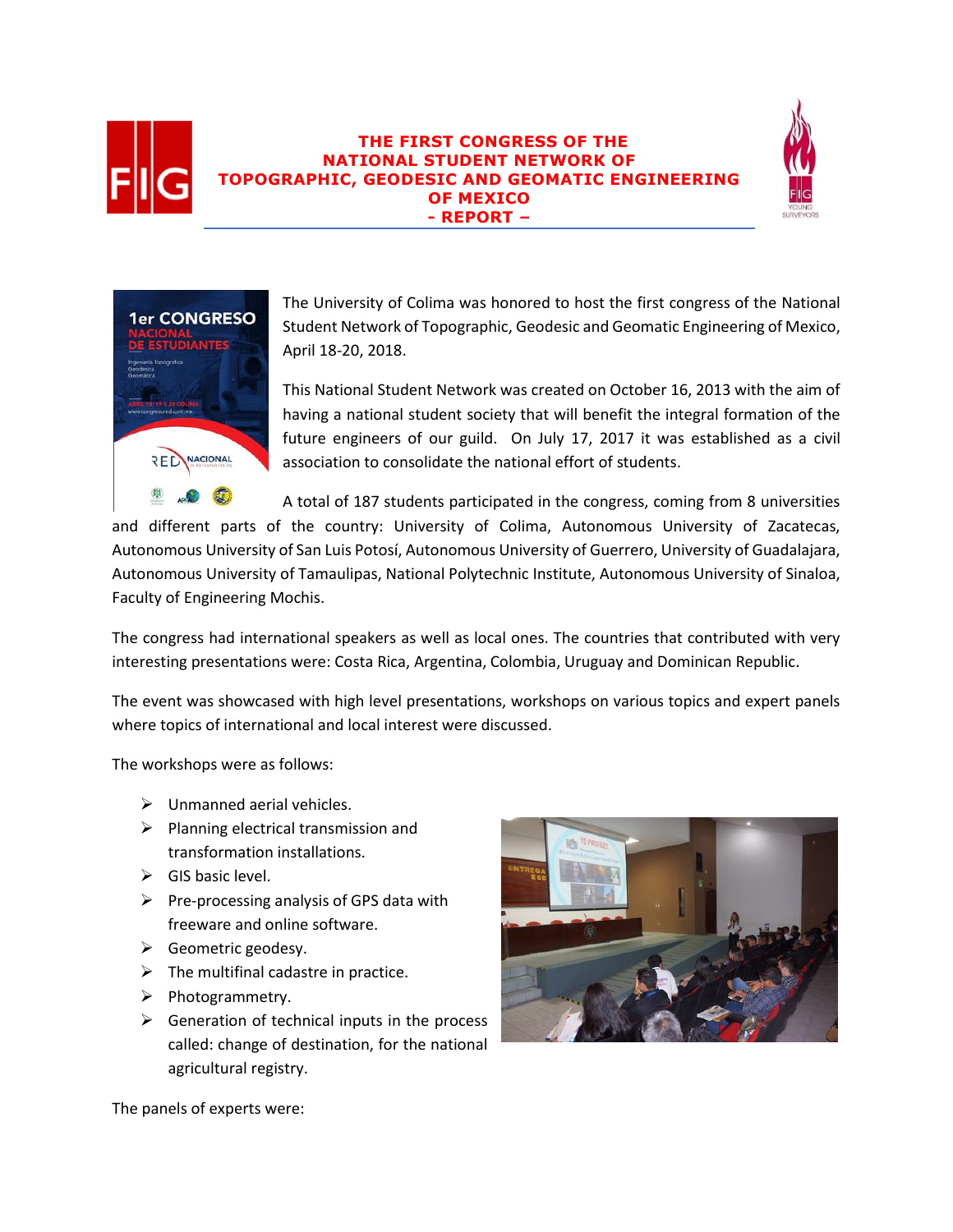# THE FIRST CONGRESS OF THE NATIONAL STUDENT NETWORK OF TOPOGRAPHIC, GEODESIC AND GEOMATIC ENGINEERING OF MEXICO

## - REPORT –

The University of Colima was honored to host the first congress of the National Student Network of Topographic, Geodesic and Geomatic Engineering of Mexico, April 18-20, 2018.

This National Student Network was created on October 16, 2013 with the aim of having a national student society that will benefit the integral formation of the future engineers of our guild. On July 17, 2017 it was established as a civil association to consolidate the national effort of students.

A total of 187 students participated in the congress, coming from 8 universities and different parts of the country: University of Colima, Autonomous University of Zacatecas, Autonomous University of San Luis Potosí, Autonomous University of Guerrero, University of Guadalajara, Autonomous University of Tamaulipas, National Polytechnic Institute, Autonomous University of Sinaloa, Faculty of Engineering Mochis.

The congress had international speakers as well as local ones. The countries that contributed with very interesting presentations were: Costa Rica, Argentina, Colombia, Uruguay and Dominican Republic.

The event was showcased with high level presentations, workshops on various topics and expert panels where topics of international and local interest were discussed.

The workshops were as follows:

- Unmanned aerial vehicles.
- Planning electrical transmission and transformation installations.
- GIS basic level.
- Pre-processing analysis of GPS data with freeware and online software.
- Geometric geodesy.
- The multifinal cadastre in practice.
- Photogrammetry.
- Generation of technical inputs in the process called: change of destination, for the national agricultural registry.

The panels of experts were: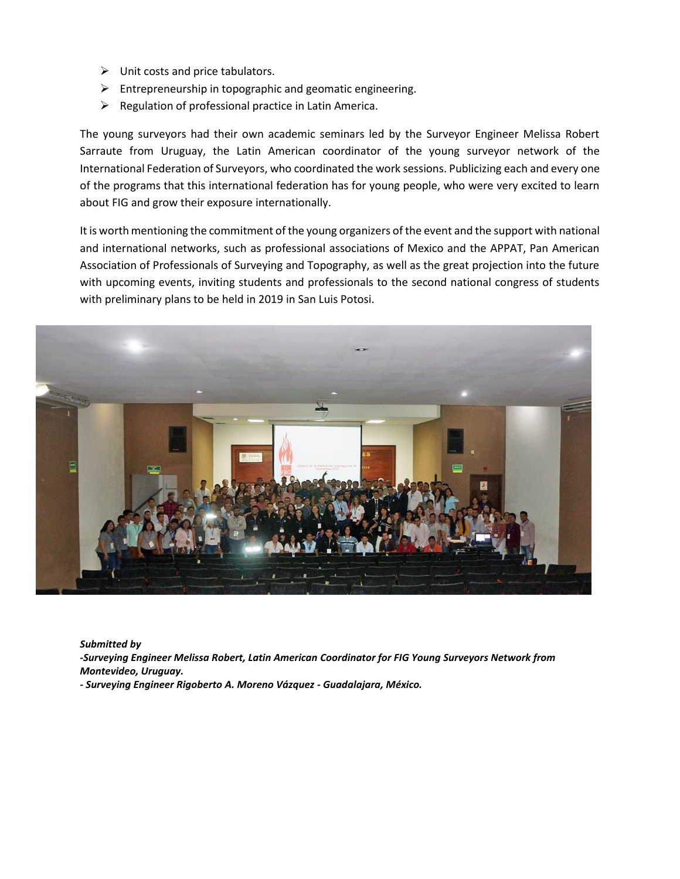- Unit costs and price tabulators.
- Entrepreneurship in topographic and geomatic engineering.
- Regulation of professional practice in Latin America.

The young surveyors had their own academic seminars led by the Surveyor Engineer Melissa Robert Sarraute from Uruguay, the Latin American coordinator of the young surveyor network of the International Federation of Surveyors, who coordinated the work sessions. Publicizing each and every one of the programs that this international federation has for young people, who were very excited to learn about FIG and grow their exposure internationally.

It is worth mentioning the commitment of the young organizers of the event and the support with national and international networks, such as professional associations of Mexico and the APPAT, Pan American Association of Professionals of Surveying and Topography, as well as the great projection into the future with upcoming events, inviting students and professionals to the second national congress of students with preliminary plans to be held in 2019 in San Luis Potosi.

***Submitted by***
***-Surveying Engineer Melissa Robert, Latin American Coordinator for FIG Young Surveyors Network from Montevideo, Uruguay.***
***- Surveying Engineer Rigoberto A. Moreno Vázquez - Guadalajara, México.***